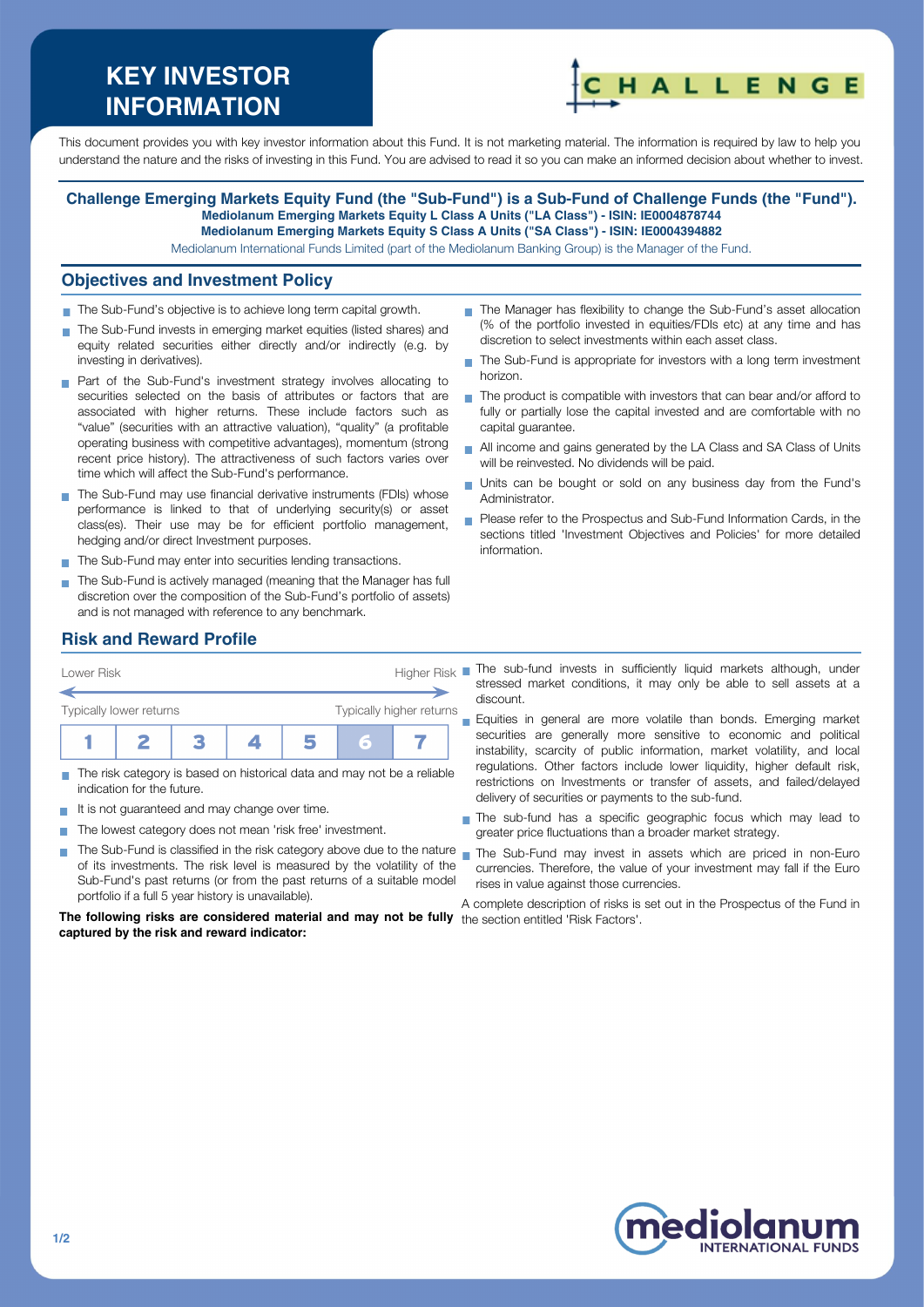# KEY INVESTOR INFORMATION

This document provides you with key investor information about this Fund. It is not marketing material. The information is required by law to help you understand the nature and the risks of investing in this Fund. You are advised to read it so you can make an informed decision about whether to invest.

**Challenge Emerging Markets Equity Fund (the "Sub-Fund") is a Sub-Fund of Challenge Funds (the "Fund").**
**Mediolanum Emerging Markets Equity L Class A Units ("LA Class") - ISIN: IE0004878744**
**Mediolanum Emerging Markets Equity S Class A Units ("SA Class") - ISIN: IE0004394882**
Mediolanum International Funds Limited (part of the Mediolanum Banking Group) is the Manager of the Fund.

## Objectives and Investment Policy

- The Sub-Fund's objective is to achieve long term capital growth.
- The Sub-Fund invests in emerging market equities (listed shares) and equity related securities either directly and/or indirectly (e.g. by investing in derivatives).
- Part of the Sub-Fund's investment strategy involves allocating to securities selected on the basis of attributes or factors that are associated with higher returns. These include factors such as "value" (securities with an attractive valuation), "quality" (a profitable operating business with competitive advantages), momentum (strong recent price history). The attractiveness of such factors varies over time which will affect the Sub-Fund's performance.
- The Sub-Fund may use financial derivative instruments (FDIs) whose performance is linked to that of underlying security(s) or asset class(es). Their use may be for efficient portfolio management, hedging and/or direct Investment purposes.
- The Sub-Fund may enter into securities lending transactions.
- The Sub-Fund is actively managed (meaning that the Manager has full discretion over the composition of the Sub-Fund's portfolio of assets) and is not managed with reference to any benchmark.
- The Manager has flexibility to change the Sub-Fund's asset allocation (% of the portfolio invested in equities/FDIs etc) at any time and has discretion to select investments within each asset class.
- The Sub-Fund is appropriate for investors with a long term investment horizon.
- The product is compatible with investors that can bear and/or afford to fully or partially lose the capital invested and are comfortable with no capital guarantee.
- All income and gains generated by the LA Class and SA Class of Units will be reinvested. No dividends will be paid.
- Units can be bought or sold on any business day from the Fund's Administrator.
- Please refer to the Prospectus and Sub-Fund Information Cards, in the sections titled 'Investment Objectives and Policies' for more detailed information.

## Risk and Reward Profile

Lower Risk — Higher Risk

Typically lower returns — Typically higher returns

| 1 | 2 | 3 | 4 | 5 | **6** | 7 |
|---|---|---|---|---|---|---|

- The risk category is based on historical data and may not be a reliable indication for the future.
- It is not guaranteed and may change over time.
- The lowest category does not mean 'risk free' investment.
- The Sub-Fund is classified in the risk category above due to the nature of its investments. The risk level is measured by the volatility of the Sub-Fund's past returns (or from the past returns of a suitable model portfolio if a full 5 year history is unavailable).

**The following risks are considered material and may not be fully captured by the risk and reward indicator:**

- The sub-fund invests in sufficiently liquid markets although, under stressed market conditions, it may only be able to sell assets at a discount.
- Equities in general are more volatile than bonds. Emerging market securities are generally more sensitive to economic and political instability, scarcity of public information, market volatility, and local regulations. Other factors include lower liquidity, higher default risk, restrictions on Investments or transfer of assets, and failed/delayed delivery of securities or payments to the sub-fund.
- The sub-fund has a specific geographic focus which may lead to greater price fluctuations than a broader market strategy.
- The Sub-Fund may invest in assets which are priced in non-Euro currencies. Therefore, the value of your investment may fall if the Euro rises in value against those currencies.

A complete description of risks is set out in the Prospectus of the Fund in the section entitled 'Risk Factors'.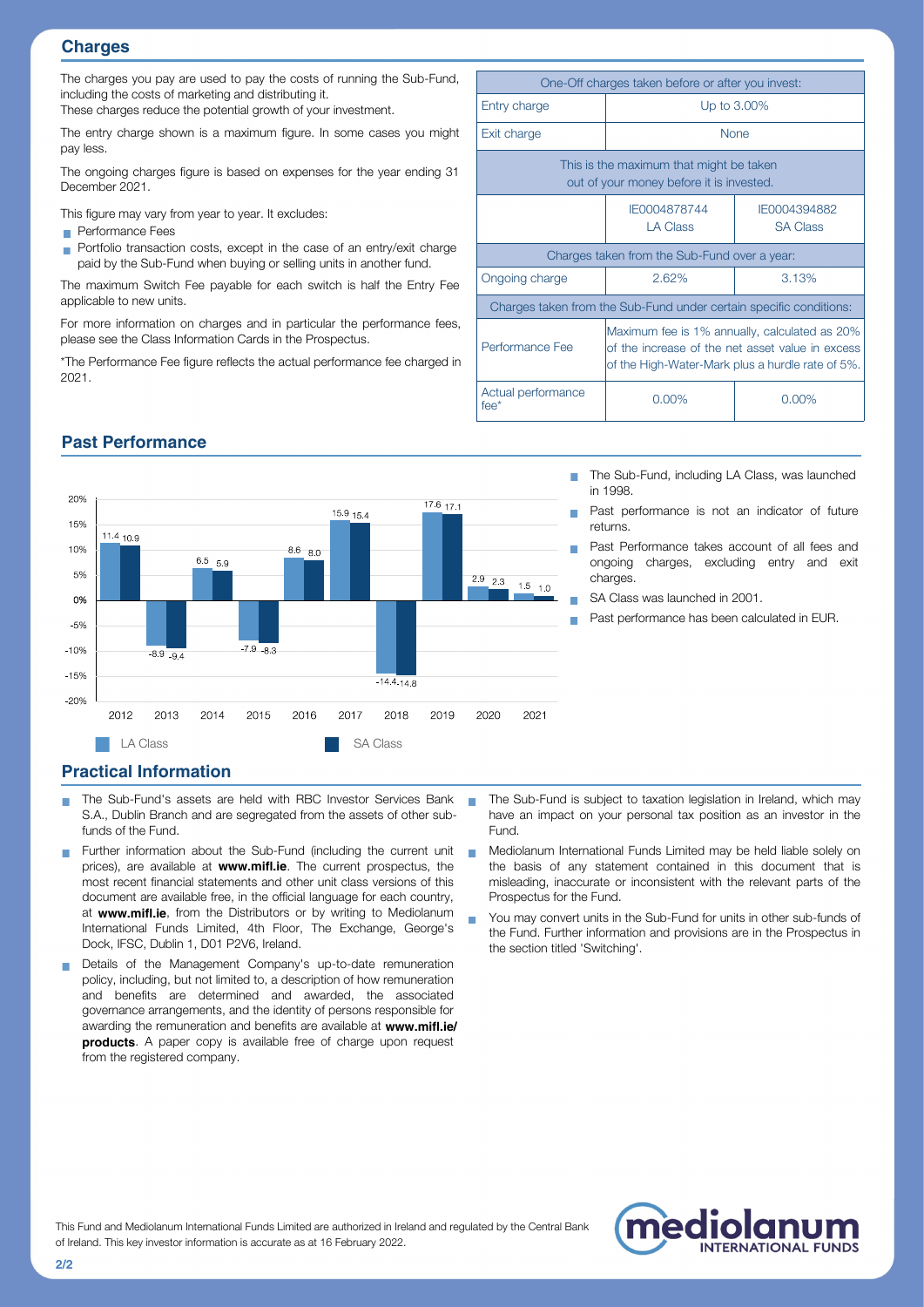## Charges

The charges you pay are used to pay the costs of running the Sub-Fund, including the costs of marketing and distributing it.
These charges reduce the potential growth of your investment.

The entry charge shown is a maximum figure. In some cases you might pay less.

The ongoing charges figure is based on expenses for the year ending 31 December 2021.

This figure may vary from year to year. It excludes:

- Performance Fees
- Portfolio transaction costs, except in the case of an entry/exit charge paid by the Sub-Fund when buying or selling units in another fund.

The maximum Switch Fee payable for each switch is half the Entry Fee applicable to new units.

For more information on charges and in particular the performance fees, please see the Class Information Cards in the Prospectus.

*The Performance Fee figure reflects the actual performance fee charged in 2021.

| One-Off charges taken before or after you invest: | | |
|---|---|---|
| Entry charge | Up to 3.00% | |
| Exit charge | None | |
| This is the maximum that might be taken out of your money before it is invested. | | |
| | IE0004878744 LA Class | IE0004394882 SA Class |
| Charges taken from the Sub-Fund over a year: | | |
| Ongoing charge | 2.62% | 3.13% |
| Charges taken from the Sub-Fund under certain specific conditions: | | |
| Performance Fee | Maximum fee is 1% annually, calculated as 20% of the increase of the net asset value in excess of the High-Water-Mark plus a hurdle rate of 5%. | |
| Actual performance fee* | 0.00% | 0.00% |

## Past Performance

20%
15%
10%
5%
0%
-5%
-10%
-15%
-20%

11.4 10.9
-8.9 -9.4
6.5 5.9
-7.9 -8.3
8.6 8.0
15.9 15.4
-14.4 -14.8
17.6 17.1
2.9 2.3
1.5 1.0

2012 2013 2014 2015 2016 2017 2018 2019 2020 2021

LA Class
SA Class

- The Sub-Fund, including LA Class, was launched in 1998.
- Past performance is not an indicator of future returns.
- Past Performance takes account of all fees and ongoing charges, excluding entry and exit charges.
- SA Class was launched in 2001.
- Past performance has been calculated in EUR.

## Practical Information

- The Sub-Fund's assets are held with RBC Investor Services Bank S.A., Dublin Branch and are segregated from the assets of other sub-funds of the Fund.
- Further information about the Sub-Fund (including the current unit prices), are available at **www.mifl.ie**. The current prospectus, the most recent financial statements and other unit class versions of this document are available free, in the official language for each country, at **www.mifl.ie**, from the Distributors or by writing to Mediolanum International Funds Limited, 4th Floor, The Exchange, George's Dock, IFSC, Dublin 1, D01 P2V6, Ireland.
- Details of the Management Company's up-to-date remuneration policy, including, but not limited to, a description of how remuneration and benefits are determined and awarded, the associated governance arrangements, and the identity of persons responsible for awarding the remuneration and benefits are available at **www.mifl.ie/products**. A paper copy is available free of charge upon request from the registered company.
- The Sub-Fund is subject to taxation legislation in Ireland, which may have an impact on your personal tax position as an investor in the Fund.
- Mediolanum International Funds Limited may be held liable solely on the basis of any statement contained in this document that is misleading, inaccurate or inconsistent with the relevant parts of the Prospectus for the Fund.
- You may convert units in the Sub-Fund for units in other sub-funds of the Fund. Further information and provisions are in the Prospectus in the section titled 'Switching'.

This Fund and Mediolanum International Funds Limited are authorized in Ireland and regulated by the Central Bank of Ireland. This key investor information is accurate as at 16 February 2022.